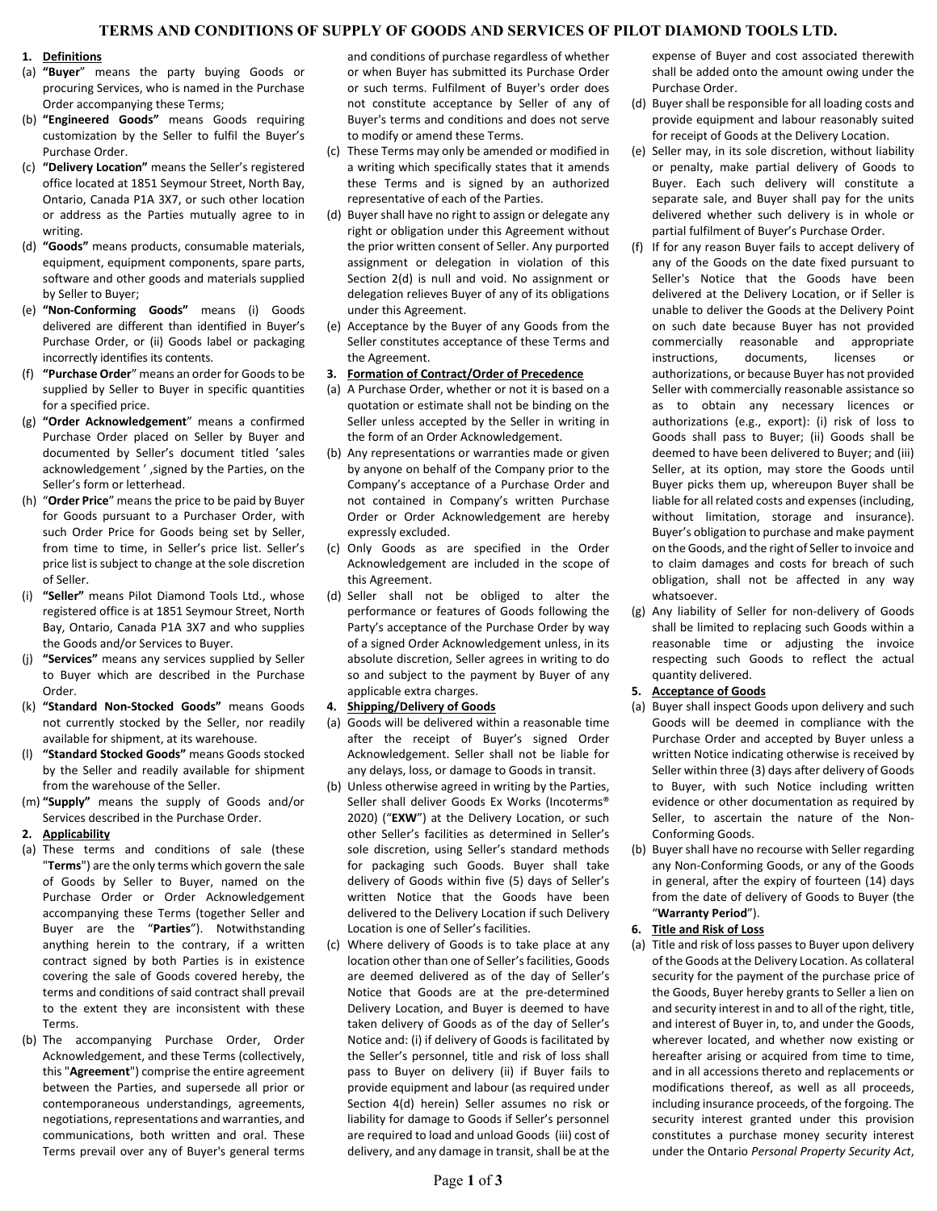# TERMS AND CONDITIONS OF SUPPLY OF GOODS AND SERVICES OF PILOT DIAMOND TOOLS LTD.

**1. Definitions**

(a) **"Buyer**" means the party buying Goods or procuring Services, who is named in the Purchase Order accompanying these Terms;

(b) **"Engineered Goods"** means Goods requiring customization by the Seller to fulfil the Buyer's Purchase Order.

(c) **"Delivery Location"** means the Seller's registered office located at 1851 Seymour Street, North Bay, Ontario, Canada P1A 3X7, or such other location or address as the Parties mutually agree to in writing.

(d) **"Goods"** means products, consumable materials, equipment, equipment components, spare parts, software and other goods and materials supplied by Seller to Buyer;

(e) **"Non-Conforming Goods"** means (i) Goods delivered are different than identified in Buyer's Purchase Order, or (ii) Goods label or packaging incorrectly identifies its contents.

(f) **"Purchase Order**" means an order for Goods to be supplied by Seller to Buyer in specific quantities for a specified price.

(g) **"Order Acknowledgement**" means a confirmed Purchase Order placed on Seller by Buyer and documented by Seller's document titled 'sales acknowledgement ' ,signed by the Parties, on the Seller's form or letterhead.

(h) "**Order Price**" means the price to be paid by Buyer for Goods pursuant to a Purchaser Order, with such Order Price for Goods being set by Seller, from time to time, in Seller's price list. Seller's price list is subject to change at the sole discretion of Seller.

(i) **"Seller"** means Pilot Diamond Tools Ltd., whose registered office is at 1851 Seymour Street, North Bay, Ontario, Canada P1A 3X7 and who supplies the Goods and/or Services to Buyer.

(j) **"Services"** means any services supplied by Seller to Buyer which are described in the Purchase Order.

(k) **"Standard Non-Stocked Goods"** means Goods not currently stocked by the Seller, nor readily available for shipment, at its warehouse.

(l) **"Standard Stocked Goods"** means Goods stocked by the Seller and readily available for shipment from the warehouse of the Seller.

(m) **"Supply"** means the supply of Goods and/or Services described in the Purchase Order.

**2. Applicability**

(a) These terms and conditions of sale (these "**Terms**") are the only terms which govern the sale of Goods by Seller to Buyer, named on the Purchase Order or Order Acknowledgement accompanying these Terms (together Seller and Buyer are the "**Parties**"). Notwithstanding anything herein to the contrary, if a written contract signed by both Parties is in existence covering the sale of Goods covered hereby, the terms and conditions of said contract shall prevail to the extent they are inconsistent with these Terms.

(b) The accompanying Purchase Order, Order Acknowledgement, and these Terms (collectively, this "**Agreement**") comprise the entire agreement between the Parties, and supersede all prior or contemporaneous understandings, agreements, negotiations, representations and warranties, and communications, both written and oral. These Terms prevail over any of Buyer's general terms and conditions of purchase regardless of whether or when Buyer has submitted its Purchase Order or such terms. Fulfilment of Buyer's order does not constitute acceptance by Seller of any of Buyer's terms and conditions and does not serve to modify or amend these Terms.

(c) These Terms may only be amended or modified in a writing which specifically states that it amends these Terms and is signed by an authorized representative of each of the Parties.

(d) Buyer shall have no right to assign or delegate any right or obligation under this Agreement without the prior written consent of Seller. Any purported assignment or delegation in violation of this Section 2(d) is null and void. No assignment or delegation relieves Buyer of any of its obligations under this Agreement.

(e) Acceptance by the Buyer of any Goods from the Seller constitutes acceptance of these Terms and the Agreement.

**3. Formation of Contract/Order of Precedence**

(a) A Purchase Order, whether or not it is based on a quotation or estimate shall not be binding on the Seller unless accepted by the Seller in writing in the form of an Order Acknowledgement.

(b) Any representations or warranties made or given by anyone on behalf of the Company prior to the Company's acceptance of a Purchase Order and not contained in Company's written Purchase Order or Order Acknowledgement are hereby expressly excluded.

(c) Only Goods as are specified in the Order Acknowledgement are included in the scope of this Agreement.

(d) Seller shall not be obliged to alter the performance or features of Goods following the Party's acceptance of the Purchase Order by way of a signed Order Acknowledgement unless, in its absolute discretion, Seller agrees in writing to do so and subject to the payment by Buyer of any applicable extra charges.

**4. Shipping/Delivery of Goods**

(a) Goods will be delivered within a reasonable time after the receipt of Buyer's signed Order Acknowledgement. Seller shall not be liable for any delays, loss, or damage to Goods in transit.

(b) Unless otherwise agreed in writing by the Parties, Seller shall deliver Goods Ex Works (Incoterms® 2020) ("**EXW**") at the Delivery Location, or such other Seller's facilities as determined in Seller's sole discretion, using Seller's standard methods for packaging such Goods. Buyer shall take delivery of Goods within five (5) days of Seller's written Notice that the Goods have been delivered to the Delivery Location if such Delivery Location is one of Seller's facilities.

(c) Where delivery of Goods is to take place at any location other than one of Seller's facilities, Goods are deemed delivered as of the day of Seller's Notice that Goods are at the pre-determined Delivery Location, and Buyer is deemed to have taken delivery of Goods as of the day of Seller's Notice and: (i) if delivery of Goods is facilitated by the Seller's personnel, title and risk of loss shall pass to Buyer on delivery (ii) if Buyer fails to provide equipment and labour (as required under Section 4(d) herein) Seller assumes no risk or liability for damage to Goods if Seller's personnel are required to load and unload Goods (iii) cost of delivery, and any damage in transit, shall be at the expense of Buyer and cost associated therewith shall be added onto the amount owing under the Purchase Order.

(d) Buyer shall be responsible for all loading costs and provide equipment and labour reasonably suited for receipt of Goods at the Delivery Location.

(e) Seller may, in its sole discretion, without liability or penalty, make partial delivery of Goods to Buyer. Each such delivery will constitute a separate sale, and Buyer shall pay for the units delivered whether such delivery is in whole or partial fulfilment of Buyer's Purchase Order.

(f) If for any reason Buyer fails to accept delivery of any of the Goods on the date fixed pursuant to Seller's Notice that the Goods have been delivered at the Delivery Location, or if Seller is unable to deliver the Goods at the Delivery Point on such date because Buyer has not provided commercially reasonable and appropriate instructions, documents, licenses or authorizations, or because Buyer has not provided Seller with commercially reasonable assistance so as to obtain any necessary licences or authorizations (e.g., export): (i) risk of loss to Goods shall pass to Buyer; (ii) Goods shall be deemed to have been delivered to Buyer; and (iii) Seller, at its option, may store the Goods until Buyer picks them up, whereupon Buyer shall be liable for all related costs and expenses (including, without limitation, storage and insurance). Buyer's obligation to purchase and make payment on the Goods, and the right of Seller to invoice and to claim damages and costs for breach of such obligation, shall not be affected in any way whatsoever.

(g) Any liability of Seller for non-delivery of Goods shall be limited to replacing such Goods within a reasonable time or adjusting the invoice respecting such Goods to reflect the actual quantity delivered.

**5. Acceptance of Goods**

(a) Buyer shall inspect Goods upon delivery and such Goods will be deemed in compliance with the Purchase Order and accepted by Buyer unless a written Notice indicating otherwise is received by Seller within three (3) days after delivery of Goods to Buyer, with such Notice including written evidence or other documentation as required by Seller, to ascertain the nature of the Non-Conforming Goods.

(b) Buyer shall have no recourse with Seller regarding any Non-Conforming Goods, or any of the Goods in general, after the expiry of fourteen (14) days from the date of delivery of Goods to Buyer (the "**Warranty Period**").

**6. Title and Risk of Loss**

(a) Title and risk of loss passes to Buyer upon delivery of the Goods at the Delivery Location. As collateral security for the payment of the purchase price of the Goods, Buyer hereby grants to Seller a lien on and security interest in and to all of the right, title, and interest of Buyer in, to, and under the Goods, wherever located, and whether now existing or hereafter arising or acquired from time to time, and in all accessions thereto and replacements or modifications thereof, as well as all proceeds, including insurance proceeds, of the forgoing. The security interest granted under this provision constitutes a purchase money security interest under the Ontario *Personal Property Security Act*,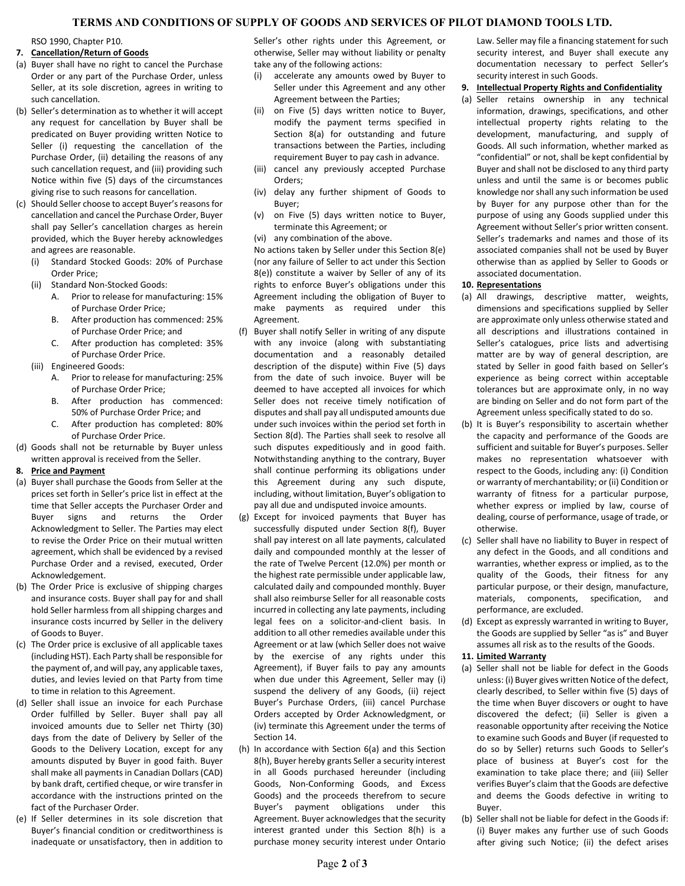RSO 1990, Chapter P10.

**7. Cancellation/Return of Goods**

(a) Buyer shall have no right to cancel the Purchase Order or any part of the Purchase Order, unless Seller, at its sole discretion, agrees in writing to such cancellation.

(b) Seller's determination as to whether it will accept any request for cancellation by Buyer shall be predicated on Buyer providing written Notice to Seller (i) requesting the cancellation of the Purchase Order, (ii) detailing the reasons of any such cancellation request, and (iii) providing such Notice within five (5) days of the circumstances giving rise to such reasons for cancellation.

(c) Should Seller choose to accept Buyer's reasons for cancellation and cancel the Purchase Order, Buyer shall pay Seller's cancellation charges as herein provided, which the Buyer hereby acknowledges and agrees are reasonable.

- (i) Standard Stocked Goods: 20% of Purchase Order Price;
- (ii) Standard Non-Stocked Goods:
  - A. Prior to release for manufacturing: 15% of Purchase Order Price;
  - B. After production has commenced: 25% of Purchase Order Price; and
  - C. After production has completed: 35% of Purchase Order Price.
- (iii) Engineered Goods:
  - A. Prior to release for manufacturing: 25% of Purchase Order Price;
  - B. After production has commenced: 50% of Purchase Order Price; and
  - C. After production has completed: 80% of Purchase Order Price.

(d) Goods shall not be returnable by Buyer unless written approval is received from the Seller.

**8. Price and Payment**

(a) Buyer shall purchase the Goods from Seller at the prices set forth in Seller's price list in effect at the time that Seller accepts the Purchaser Order and Buyer signs and returns the Order Acknowledgment to Seller. The Parties may elect to revise the Order Price on their mutual written agreement, which shall be evidenced by a revised Purchase Order and a revised, executed, Order Acknowledgement.

(b) The Order Price is exclusive of shipping charges and insurance costs. Buyer shall pay for and shall hold Seller harmless from all shipping charges and insurance costs incurred by Seller in the delivery of Goods to Buyer.

(c) The Order price is exclusive of all applicable taxes (including HST). Each Party shall be responsible for the payment of, and will pay, any applicable taxes, duties, and levies levied on that Party from time to time in relation to this Agreement.

(d) Seller shall issue an invoice for each Purchase Order fulfilled by Seller. Buyer shall pay all invoiced amounts due to Seller net Thirty (30) days from the date of Delivery by Seller of the Goods to the Delivery Location, except for any amounts disputed by Buyer in good faith. Buyer shall make all payments in Canadian Dollars (CAD) by bank draft, certified cheque, or wire transfer in accordance with the instructions printed on the fact of the Purchaser Order.

(e) If Seller determines in its sole discretion that Buyer's financial condition or creditworthiness is inadequate or unsatisfactory, then in addition to Seller's other rights under this Agreement, or otherwise, Seller may without liability or penalty take any of the following actions:

- (i) accelerate any amounts owed by Buyer to Seller under this Agreement and any other Agreement between the Parties;
- (ii) on Five (5) days written notice to Buyer, modify the payment terms specified in Section 8(a) for outstanding and future transactions between the Parties, including requirement Buyer to pay cash in advance.
- (iii) cancel any previously accepted Purchase Orders;
- (iv) delay any further shipment of Goods to Buyer;
- (v) on Five (5) days written notice to Buyer, terminate this Agreement; or
- (vi) any combination of the above.

No actions taken by Seller under this Section 8(e) (nor any failure of Seller to act under this Section 8(e)) constitute a waiver by Seller of any of its rights to enforce Buyer's obligations under this Agreement including the obligation of Buyer to make payments as required under this Agreement.

(f) Buyer shall notify Seller in writing of any dispute with any invoice (along with substantiating documentation and a reasonably detailed description of the dispute) within Five (5) days from the date of such invoice. Buyer will be deemed to have accepted all invoices for which Seller does not receive timely notification of disputes and shall pay all undisputed amounts due under such invoices within the period set forth in Section 8(d). The Parties shall seek to resolve all such disputes expeditiously and in good faith. Notwithstanding anything to the contrary, Buyer shall continue performing its obligations under this Agreement during any such dispute, including, without limitation, Buyer's obligation to pay all due and undisputed invoice amounts.

(g) Except for invoiced payments that Buyer has successfully disputed under Section 8(f), Buyer shall pay interest on all late payments, calculated daily and compounded monthly at the lesser of the rate of Twelve Percent (12.0%) per month or the highest rate permissible under applicable law, calculated daily and compounded monthly. Buyer shall also reimburse Seller for all reasonable costs incurred in collecting any late payments, including legal fees on a solicitor-and-client basis. In addition to all other remedies available under this Agreement or at law (which Seller does not waive by the exercise of any rights under this Agreement), if Buyer fails to pay any amounts when due under this Agreement, Seller may (i) suspend the delivery of any Goods, (ii) reject Buyer's Purchase Orders, (iii) cancel Purchase Orders accepted by Order Acknowledgment, or (iv) terminate this Agreement under the terms of Section 14.

(h) In accordance with Section 6(a) and this Section 8(h), Buyer hereby grants Seller a security interest in all Goods purchased hereunder (including Goods, Non-Conforming Goods, and Excess Goods) and the proceeds therefrom to secure Buyer's payment obligations under this Agreement. Buyer acknowledges that the security interest granted under this Section 8(h) is a purchase money security interest under Ontario Law. Seller may file a financing statement for such security interest, and Buyer shall execute any documentation necessary to perfect Seller's security interest in such Goods.

**9. Intellectual Property Rights and Confidentiality**

(a) Seller retains ownership in any technical information, drawings, specifications, and other intellectual property rights relating to the development, manufacturing, and supply of Goods. All such information, whether marked as "confidential" or not, shall be kept confidential by Buyer and shall not be disclosed to any third party unless and until the same is or becomes public knowledge nor shall any such information be used by Buyer for any purpose other than for the purpose of using any Goods supplied under this Agreement without Seller's prior written consent. Seller's trademarks and names and those of its associated companies shall not be used by Buyer otherwise than as applied by Seller to Goods or associated documentation.

**10. Representations**

(a) All drawings, descriptive matter, weights, dimensions and specifications supplied by Seller are approximate only unless otherwise stated and all descriptions and illustrations contained in Seller's catalogues, price lists and advertising matter are by way of general description, are stated by Seller in good faith based on Seller's experience as being correct within acceptable tolerances but are approximate only, in no way are binding on Seller and do not form part of the Agreement unless specifically stated to do so.

(b) It is Buyer's responsibility to ascertain whether the capacity and performance of the Goods are sufficient and suitable for Buyer's purposes. Seller makes no representation whatsoever with respect to the Goods, including any: (i) Condition or warranty of merchantability; or (ii) Condition or warranty of fitness for a particular purpose, whether express or implied by law, course of dealing, course of performance, usage of trade, or otherwise.

(c) Seller shall have no liability to Buyer in respect of any defect in the Goods, and all conditions and warranties, whether express or implied, as to the quality of the Goods, their fitness for any particular purpose, or their design, manufacture, materials, components, specification, and performance, are excluded.

(d) Except as expressly warranted in writing to Buyer, the Goods are supplied by Seller "as is" and Buyer assumes all risk as to the results of the Goods.

**11. Limited Warranty**

(a) Seller shall not be liable for defect in the Goods unless: (i) Buyer gives written Notice of the defect, clearly described, to Seller within five (5) days of the time when Buyer discovers or ought to have discovered the defect; (ii) Seller is given a reasonable opportunity after receiving the Notice to examine such Goods and Buyer (if requested to do so by Seller) returns such Goods to Seller's place of business at Buyer's cost for the examination to take place there; and (iii) Seller verifies Buyer's claim that the Goods are defective and deems the Goods defective in writing to Buyer.

(b) Seller shall not be liable for defect in the Goods if: (i) Buyer makes any further use of such Goods after giving such Notice; (ii) the defect arises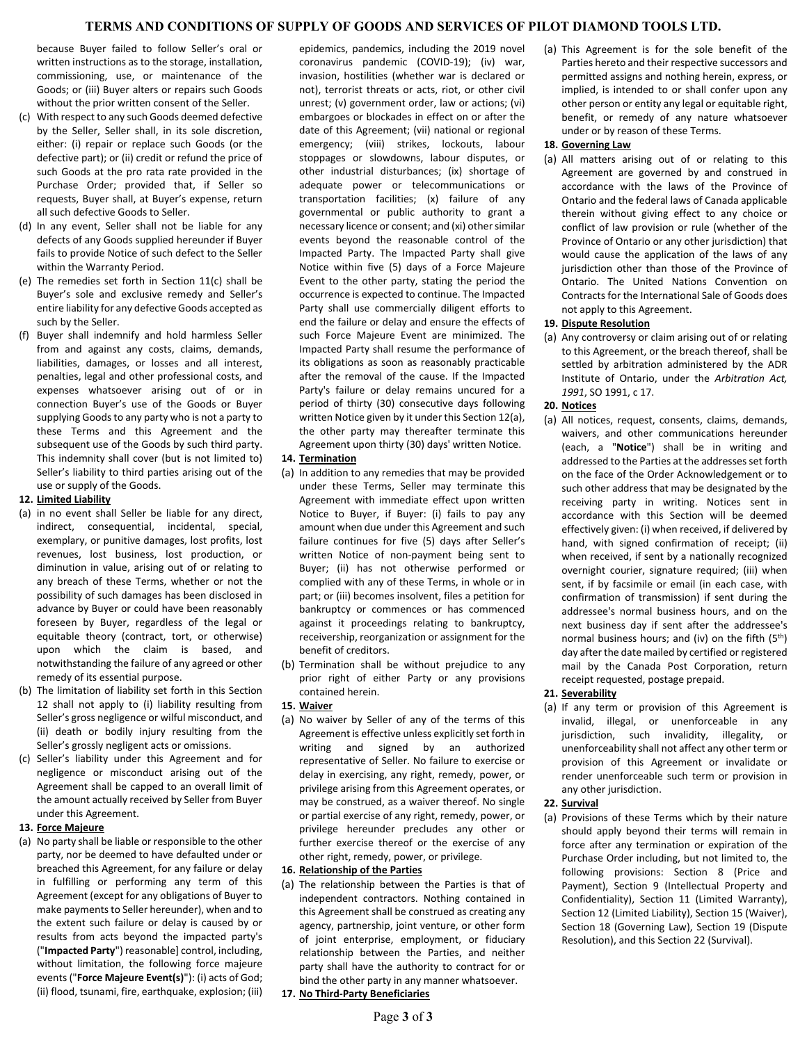because Buyer failed to follow Seller's oral or written instructions as to the storage, installation, commissioning, use, or maintenance of the Goods; or (iii) Buyer alters or repairs such Goods without the prior written consent of the Seller.

(c) With respect to any such Goods deemed defective by the Seller, Seller shall, in its sole discretion, either: (i) repair or replace such Goods (or the defective part); or (ii) credit or refund the price of such Goods at the pro rata rate provided in the Purchase Order; provided that, if Seller so requests, Buyer shall, at Buyer's expense, return all such defective Goods to Seller.

(d) In any event, Seller shall not be liable for any defects of any Goods supplied hereunder if Buyer fails to provide Notice of such defect to the Seller within the Warranty Period.

(e) The remedies set forth in Section 11(c) shall be Buyer's sole and exclusive remedy and Seller's entire liability for any defective Goods accepted as such by the Seller.

(f) Buyer shall indemnify and hold harmless Seller from and against any costs, claims, demands, liabilities, damages, or losses and all interest, penalties, legal and other professional costs, and expenses whatsoever arising out of or in connection Buyer's use of the Goods or Buyer supplying Goods to any party who is not a party to these Terms and this Agreement and the subsequent use of the Goods by such third party. This indemnity shall cover (but is not limited to) Seller's liability to third parties arising out of the use or supply of the Goods.

**12. Limited Liability**

(a) in no event shall Seller be liable for any direct, indirect, consequential, incidental, special, exemplary, or punitive damages, lost profits, lost revenues, lost business, lost production, or diminution in value, arising out of or relating to any breach of these Terms, whether or not the possibility of such damages has been disclosed in advance by Buyer or could have been reasonably foreseen by Buyer, regardless of the legal or equitable theory (contract, tort, or otherwise) upon which the claim is based, and notwithstanding the failure of any agreed or other remedy of its essential purpose.

(b) The limitation of liability set forth in this Section 12 shall not apply to (i) liability resulting from Seller's gross negligence or wilful misconduct, and (ii) death or bodily injury resulting from the Seller's grossly negligent acts or omissions.

(c) Seller's liability under this Agreement and for negligence or misconduct arising out of the Agreement shall be capped to an overall limit of the amount actually received by Seller from Buyer under this Agreement.

**13. Force Majeure**

(a) No party shall be liable or responsible to the other party, nor be deemed to have defaulted under or breached this Agreement, for any failure or delay in fulfilling or performing any term of this Agreement (except for any obligations of Buyer to make payments to Seller hereunder), when and to the extent such failure or delay is caused by or results from acts beyond the impacted party's ("**Impacted Party**") reasonable] control, including, without limitation, the following force majeure events ("**Force Majeure Event(s)**"): (i) acts of God; (ii) flood, tsunami, fire, earthquake, explosion; (iii) epidemics, pandemics, including the 2019 novel coronavirus pandemic (COVID-19); (iv) war, invasion, hostilities (whether war is declared or not), terrorist threats or acts, riot, or other civil unrest; (v) government order, law or actions; (vi) embargoes or blockades in effect on or after the date of this Agreement; (vii) national or regional emergency; (viii) strikes, lockouts, labour stoppages or slowdowns, labour disputes, or other industrial disturbances; (ix) shortage of adequate power or telecommunications or transportation facilities; (x) failure of any governmental or public authority to grant a necessary licence or consent; and (xi) other similar events beyond the reasonable control of the Impacted Party. The Impacted Party shall give Notice within five (5) days of a Force Majeure Event to the other party, stating the period the occurrence is expected to continue. The Impacted Party shall use commercially diligent efforts to end the failure or delay and ensure the effects of such Force Majeure Event are minimized. The Impacted Party shall resume the performance of its obligations as soon as reasonably practicable after the removal of the cause. If the Impacted Party's failure or delay remains uncured for a period of thirty (30) consecutive days following written Notice given by it under this Section 12(a), the other party may thereafter terminate this Agreement upon thirty (30) days' written Notice.

**14. Termination**

(a) In addition to any remedies that may be provided under these Terms, Seller may terminate this Agreement with immediate effect upon written Notice to Buyer, if Buyer: (i) fails to pay any amount when due under this Agreement and such failure continues for five (5) days after Seller's written Notice of non-payment being sent to Buyer; (ii) has not otherwise performed or complied with any of these Terms, in whole or in part; or (iii) becomes insolvent, files a petition for bankruptcy or commences or has commenced against it proceedings relating to bankruptcy, receivership, reorganization or assignment for the benefit of creditors.

(b) Termination shall be without prejudice to any prior right of either Party or any provisions contained herein.

**15. Waiver**

(a) No waiver by Seller of any of the terms of this Agreement is effective unless explicitly set forth in writing and signed by an authorized representative of Seller. No failure to exercise or delay in exercising, any right, remedy, power, or privilege arising from this Agreement operates, or may be construed, as a waiver thereof. No single or partial exercise of any right, remedy, power, or privilege hereunder precludes any other or further exercise thereof or the exercise of any other right, remedy, power, or privilege.

**16. Relationship of the Parties**

(a) The relationship between the Parties is that of independent contractors. Nothing contained in this Agreement shall be construed as creating any agency, partnership, joint venture, or other form of joint enterprise, employment, or fiduciary relationship between the Parties, and neither party shall have the authority to contract for or bind the other party in any manner whatsoever.

**17. No Third-Party Beneficiaries**

(a) This Agreement is for the sole benefit of the Parties hereto and their respective successors and permitted assigns and nothing herein, express, or implied, is intended to or shall confer upon any other person or entity any legal or equitable right, benefit, or remedy of any nature whatsoever under or by reason of these Terms.

**18. Governing Law**

(a) All matters arising out of or relating to this Agreement are governed by and construed in accordance with the laws of the Province of Ontario and the federal laws of Canada applicable therein without giving effect to any choice or conflict of law provision or rule (whether of the Province of Ontario or any other jurisdiction) that would cause the application of the laws of any jurisdiction other than those of the Province of Ontario. The United Nations Convention on Contracts for the International Sale of Goods does not apply to this Agreement.

**19. Dispute Resolution**

(a) Any controversy or claim arising out of or relating to this Agreement, or the breach thereof, shall be settled by arbitration administered by the ADR Institute of Ontario, under the *Arbitration Act, 1991*, SO 1991, c 17.

**20. Notices**

(a) All notices, request, consents, claims, demands, waivers, and other communications hereunder (each, a "**Notice**") shall be in writing and addressed to the Parties at the addresses set forth on the face of the Order Acknowledgement or to such other address that may be designated by the receiving party in writing. Notices sent in accordance with this Section will be deemed effectively given: (i) when received, if delivered by hand, with signed confirmation of receipt; (ii) when received, if sent by a nationally recognized overnight courier, signature required; (iii) when sent, if by facsimile or email (in each case, with confirmation of transmission) if sent during the addressee's normal business hours, and on the next business day if sent after the addressee's normal business hours; and (iv) on the fifth (5th) day after the date mailed by certified or registered mail by the Canada Post Corporation, return receipt requested, postage prepaid.

**21. Severability**

(a) If any term or provision of this Agreement is invalid, illegal, or unenforceable in any jurisdiction, such invalidity, illegality, or unenforceability shall not affect any other term or provision of this Agreement or invalidate or render unenforceable such term or provision in any other jurisdiction.

**22. Survival**

(a) Provisions of these Terms which by their nature should apply beyond their terms will remain in force after any termination or expiration of the Purchase Order including, but not limited to, the following provisions: Section 8 (Price and Payment), Section 9 (Intellectual Property and Confidentiality), Section 11 (Limited Warranty), Section 12 (Limited Liability), Section 15 (Waiver), Section 18 (Governing Law), Section 19 (Dispute Resolution), and this Section 22 (Survival).